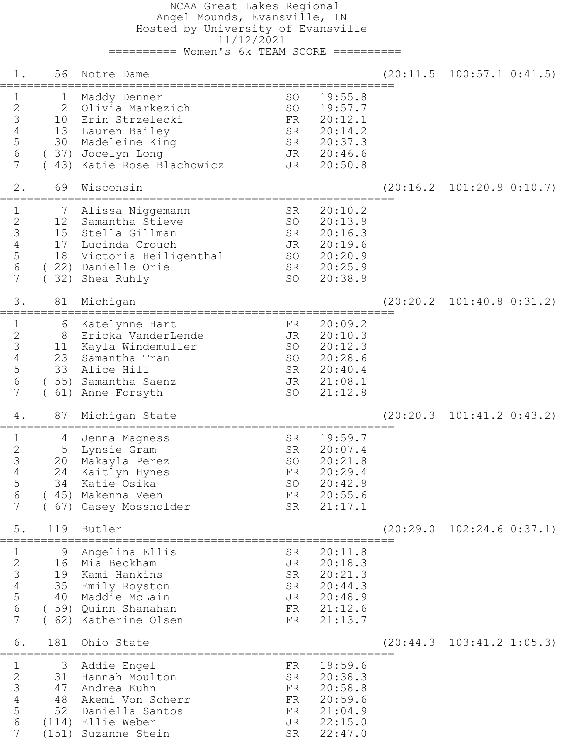NCAA Great Lakes Regional
Angel Mounds, Evansville, IN
Hosted by University of Evansville
11/12/2021

## Women's 6k TEAM SCORE

### 1. 56 Notre Dame (20:11.5 100:57.1 0:41.5)

| # | Place | Name | Year | Time |
|---|---|---|---|---|
| 1 | 1 | Maddy Denner | SO | 19:55.8 |
| 2 | 2 | Olivia Markezich | SO | 19:57.7 |
| 3 | 10 | Erin Strzelecki | FR | 20:12.1 |
| 4 | 13 | Lauren Bailey | SR | 20:14.2 |
| 5 | 30 | Madeleine King | SR | 20:37.3 |
| 6 | (37) | Jocelyn Long | JR | 20:46.6 |
| 7 | (43) | Katie Rose Blachowicz | JR | 20:50.8 |

### 2. 69 Wisconsin (20:16.2 101:20.9 0:10.7)

| # | Place | Name | Year | Time |
|---|---|---|---|---|
| 1 | 7 | Alissa Niggemann | SR | 20:10.2 |
| 2 | 12 | Samantha Stieve | SO | 20:13.9 |
| 3 | 15 | Stella Gillman | SR | 20:16.3 |
| 4 | 17 | Lucinda Crouch | JR | 20:19.6 |
| 5 | 18 | Victoria Heiligenthal | SO | 20:20.9 |
| 6 | (22) | Danielle Orie | SR | 20:25.9 |
| 7 | (32) | Shea Ruhly | SO | 20:38.9 |

### 3. 81 Michigan (20:20.2 101:40.8 0:31.2)

| # | Place | Name | Year | Time |
|---|---|---|---|---|
| 1 | 6 | Katelynne Hart | FR | 20:09.2 |
| 2 | 8 | Ericka VanderLende | JR | 20:10.3 |
| 3 | 11 | Kayla Windemuller | SO | 20:12.3 |
| 4 | 23 | Samantha Tran | SO | 20:28.6 |
| 5 | 33 | Alice Hill | SR | 20:40.4 |
| 6 | (55) | Samantha Saenz | JR | 21:08.1 |
| 7 | (61) | Anne Forsyth | SO | 21:12.8 |

### 4. 87 Michigan State (20:20.3 101:41.2 0:43.2)

| # | Place | Name | Year | Time |
|---|---|---|---|---|
| 1 | 4 | Jenna Magness | SR | 19:59.7 |
| 2 | 5 | Lynsie Gram | SR | 20:07.4 |
| 3 | 20 | Makayla Perez | SO | 20:21.8 |
| 4 | 24 | Kaitlyn Hynes | FR | 20:29.4 |
| 5 | 34 | Katie Osika | SO | 20:42.9 |
| 6 | (45) | Makenna Veen | FR | 20:55.6 |
| 7 | (67) | Casey Mossholder | SR | 21:17.1 |

### 5. 119 Butler (20:29.0 102:24.6 0:37.1)

| # | Place | Name | Year | Time |
|---|---|---|---|---|
| 1 | 9 | Angelina Ellis | SR | 20:11.8 |
| 2 | 16 | Mia Beckham | JR | 20:18.3 |
| 3 | 19 | Kami Hankins | SR | 20:21.3 |
| 4 | 35 | Emily Royston | SR | 20:44.3 |
| 5 | 40 | Maddie McLain | JR | 20:48.9 |
| 6 | (59) | Quinn Shanahan | FR | 21:12.6 |
| 7 | (62) | Katherine Olsen | FR | 21:13.7 |

### 6. 181 Ohio State (20:44.3 103:41.2 1:05.3)

| # | Place | Name | Year | Time |
|---|---|---|---|---|
| 1 | 3 | Addie Engel | FR | 19:59.6 |
| 2 | 31 | Hannah Moulton | SR | 20:38.3 |
| 3 | 47 | Andrea Kuhn | FR | 20:58.8 |
| 4 | 48 | Akemi Von Scherr | FR | 20:59.6 |
| 5 | 52 | Daniella Santos | FR | 21:04.9 |
| 6 | (114) | Ellie Weber | JR | 22:15.0 |
| 7 | (151) | Suzanne Stein | SR | 22:47.0 |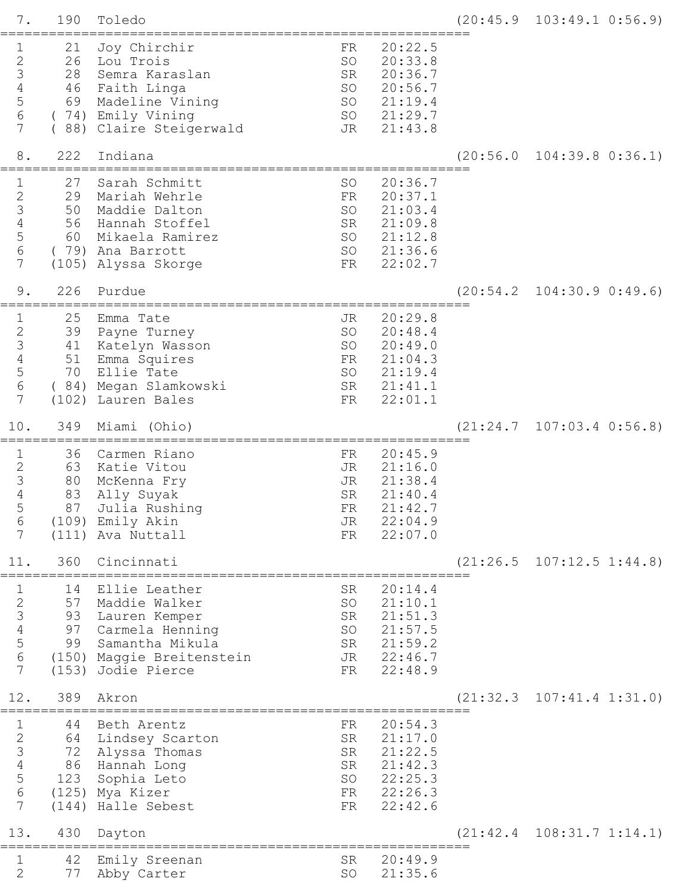```
  7.   190  Toledo                                                (20:45.9  103:49.1 0:56.9)
=================================================================
  1      21  Joy Chirchir                    FR   20:22.5
  2      26  Lou Trois                       SO   20:33.8
  3      28  Semra Karaslan                  SR   20:36.7
  4      46  Faith Linga                     SO   20:56.7
  5      69  Madeline Vining                 SO   21:19.4
  6    ( 74) Emily Vining                    SO   21:29.7
  7    ( 88) Claire Steigerwald              JR   21:43.8

  8.   222  Indiana                                               (20:56.0  104:39.8 0:36.1)
=================================================================
  1      27  Sarah Schmitt                   SO   20:36.7
  2      29  Mariah Wehrle                   FR   20:37.1
  3      50  Maddie Dalton                   SO   21:03.4
  4      56  Hannah Stoffel                  SR   21:09.8
  5      60  Mikaela Ramirez                 SO   21:12.8
  6    ( 79) Ana Barrott                     SO   21:36.6
  7    (105) Alyssa Skorge                   FR   22:02.7

  9.   226  Purdue                                                (20:54.2  104:30.9 0:49.6)
=================================================================
  1      25  Emma Tate                       JR   20:29.8
  2      39  Payne Turney                    SO   20:48.4
  3      41  Katelyn Wasson                  SO   20:49.0
  4      51  Emma Squires                    FR   21:04.3
  5      70  Ellie Tate                      SO   21:19.4
  6    ( 84) Megan Slamkowski                SR   21:41.1
  7    (102) Lauren Bales                    FR   22:01.1

 10.   349  Miami (Ohio)                                          (21:24.7  107:03.4 0:56.8)
=================================================================
  1      36  Carmen Riano                    FR   20:45.9
  2      63  Katie Vitou                     JR   21:16.0
  3      80  McKenna Fry                     JR   21:38.4
  4      83  Ally Suyak                      SR   21:40.4
  5      87  Julia Rushing                   FR   21:42.7
  6    (109) Emily Akin                      JR   22:04.9
  7    (111) Ava Nuttall                     FR   22:07.0

 11.   360  Cincinnati                                            (21:26.5  107:12.5 1:44.8)
=================================================================
  1      14  Ellie Leather                   SR   20:14.4
  2      57  Maddie Walker                   SO   21:10.1
  3      93  Lauren Kemper                   SR   21:51.3
  4      97  Carmela Henning                 SO   21:57.5
  5      99  Samantha Mikula                 SR   21:59.2
  6    (150) Maggie Breitenstein             JR   22:46.7
  7    (153) Jodie Pierce                    FR   22:48.9

 12.   389  Akron                                                 (21:32.3  107:41.4 1:31.0)
=================================================================
  1      44  Beth Arentz                     FR   20:54.3
  2      64  Lindsey Scarton                 SR   21:17.0
  3      72  Alyssa Thomas                   SR   21:22.5
  4      86  Hannah Long                     SR   21:42.3
  5     123  Sophia Leto                     SO   22:25.3
  6    (125) Mya Kizer                       FR   22:26.3
  7    (144) Halle Sebest                    FR   22:42.6

 13.   430  Dayton                                                (21:42.4  108:31.7 1:14.1)
=================================================================
  1      42  Emily Sreenan                   SR   20:49.9
  2      77  Abby Carter                     SO   21:35.6
```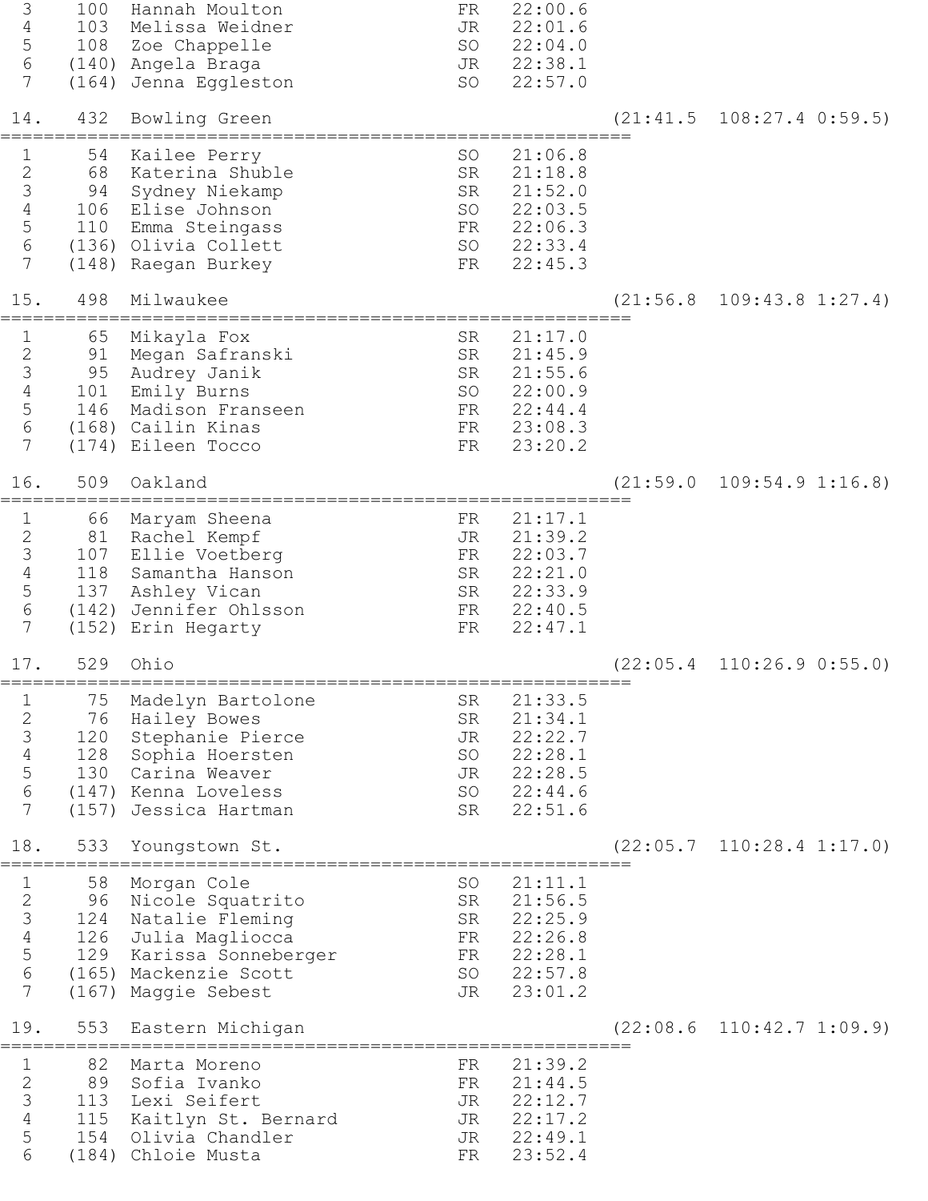```
  3     100  Hannah Moulton              FR   22:00.6
  4     103  Melissa Weidner             JR   22:01.6
  5     108  Zoe Chappelle               SO   22:04.0
  6    (140) Angela Braga                JR   22:38.1
  7    (164) Jenna Eggleston             SO   22:57.0

 14.    432  Bowling Green                              (21:41.5  108:27.4 0:59.5)
==============================================================
  1      54  Kailee Perry                SO   21:06.8
  2      68  Katerina Shuble             SR   21:18.8
  3      94  Sydney Niekamp              SR   21:52.0
  4     106  Elise Johnson               SO   22:03.5
  5     110  Emma Steingass              FR   22:06.3
  6    (136) Olivia Collett              SO   22:33.4
  7    (148) Raegan Burkey               FR   22:45.3

 15.    498  Milwaukee                                  (21:56.8  109:43.8 1:27.4)
==============================================================
  1      65  Mikayla Fox                 SR   21:17.0
  2      91  Megan Safranski             SR   21:45.9
  3      95  Audrey Janik                SR   21:55.6
  4     101  Emily Burns                 SO   22:00.9
  5     146  Madison Franseen            FR   22:44.4
  6    (168) Cailin Kinas                FR   23:08.3
  7    (174) Eileen Tocco                FR   23:20.2

 16.    509  Oakland                                    (21:59.0  109:54.9 1:16.8)
==============================================================
  1      66  Maryam Sheena               FR   21:17.1
  2      81  Rachel Kempf                JR   21:39.2
  3     107  Ellie Voetberg              FR   22:03.7
  4     118  Samantha Hanson             SR   22:21.0
  5     137  Ashley Vican                SR   22:33.9
  6    (142) Jennifer Ohlsson            FR   22:40.5
  7    (152) Erin Hegarty                FR   22:47.1

 17.    529  Ohio                                       (22:05.4  110:26.9 0:55.0)
==============================================================
  1      75  Madelyn Bartolone           SR   21:33.5
  2      76  Hailey Bowes                SR   21:34.1
  3     120  Stephanie Pierce            JR   22:22.7
  4     128  Sophia Hoersten             SO   22:28.1
  5     130  Carina Weaver               JR   22:28.5
  6    (147) Kenna Loveless              SO   22:44.6
  7    (157) Jessica Hartman             SR   22:51.6

 18.    533  Youngstown St.                             (22:05.7  110:28.4 1:17.0)
==============================================================
  1      58  Morgan Cole                 SO   21:11.1
  2      96  Nicole Squatrito            SR   21:56.5
  3     124  Natalie Fleming             SR   22:25.9
  4     126  Julia Magliocca             FR   22:26.8
  5     129  Karissa Sonneberger         FR   22:28.1
  6    (165) Mackenzie Scott             SO   22:57.8
  7    (167) Maggie Sebest               JR   23:01.2

 19.    553  Eastern Michigan                           (22:08.6  110:42.7 1:09.9)
==============================================================
  1      82  Marta Moreno                FR   21:39.2
  2      89  Sofia Ivanko                FR   21:44.5
  3     113  Lexi Seifert                JR   22:12.7
  4     115  Kaitlyn St. Bernard         JR   22:17.2
  5     154  Olivia Chandler             JR   22:49.1
  6    (184) Chloie Musta                FR   23:52.4
```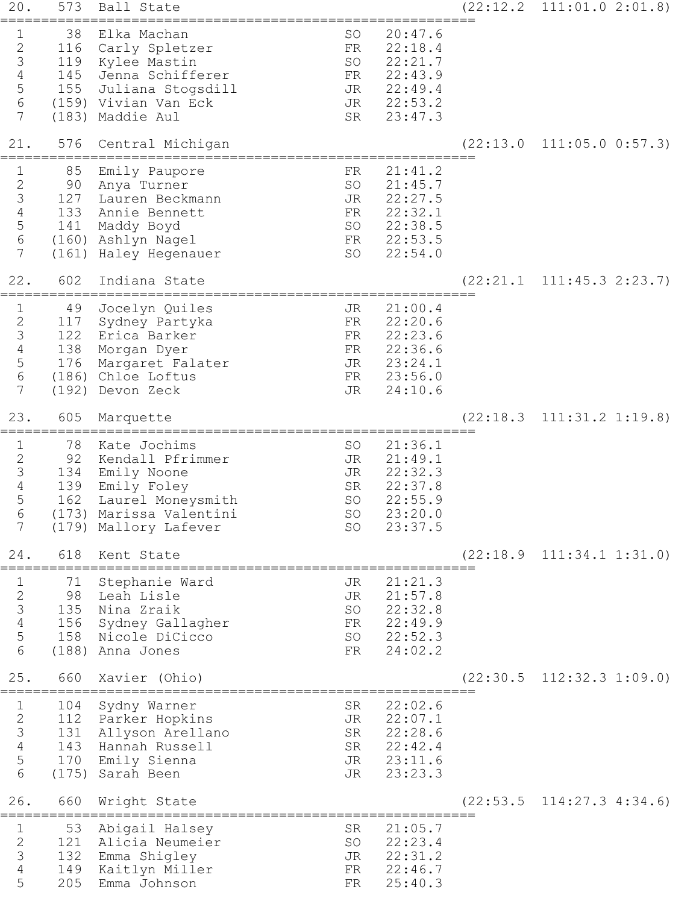```
 20.   573  Ball State                                       (22:12.2  111:01.0 2:01.8)
================================================================
  1     38  Elka Machan                       SO   20:47.6
  2    116  Carly Spletzer                    FR   22:18.4
  3    119  Kylee Mastin                      SO   22:21.7
  4    145  Jenna Schifferer                  FR   22:43.9
  5    155  Juliana Stogsdill                 JR   22:49.4
  6   (159) Vivian Van Eck                    JR   22:53.2
  7   (183) Maddie Aul                        SR   23:47.3

 21.   576  Central Michigan                                 (22:13.0  111:05.0 0:57.3)
================================================================
  1     85  Emily Paupore                     FR   21:41.2
  2     90  Anya Turner                       SO   21:45.7
  3    127  Lauren Beckmann                   JR   22:27.5
  4    133  Annie Bennett                     FR   22:32.1
  5    141  Maddy Boyd                        SO   22:38.5
  6   (160) Ashlyn Nagel                      FR   22:53.5
  7   (161) Haley Hegenauer                   SO   22:54.0

 22.   602  Indiana State                                    (22:21.1  111:45.3 2:23.7)
================================================================
  1     49  Jocelyn Quiles                    JR   21:00.4
  2    117  Sydney Partyka                    FR   22:20.6
  3    122  Erica Barker                      FR   22:23.6
  4    138  Morgan Dyer                       FR   22:36.6
  5    176  Margaret Falater                  JR   23:24.1
  6   (186) Chloe Loftus                      FR   23:56.0
  7   (192) Devon Zeck                        JR   24:10.6

 23.   605  Marquette                                        (22:18.3  111:31.2 1:19.8)
================================================================
  1     78  Kate Jochims                      SO   21:36.1
  2     92  Kendall Pfrimmer                  JR   21:49.1
  3    134  Emily Noone                       JR   22:32.3
  4    139  Emily Foley                       SR   22:37.8
  5    162  Laurel Moneysmith                 SO   22:55.9
  6   (173) Marissa Valentini                 SO   23:20.0
  7   (179) Mallory Lafever                   SO   23:37.5

 24.   618  Kent State                                       (22:18.9  111:34.1 1:31.0)
================================================================
  1     71  Stephanie Ward                    JR   21:21.3
  2     98  Leah Lisle                        JR   21:57.8
  3    135  Nina Zraik                        SO   22:32.8
  4    156  Sydney Gallagher                  FR   22:49.9
  5    158  Nicole DiCicco                    SO   22:52.3
  6   (188) Anna Jones                        FR   24:02.2

 25.   660  Xavier (Ohio)                                    (22:30.5  112:32.3 1:09.0)
================================================================
  1    104  Sydny Warner                      SR   22:02.6
  2    112  Parker Hopkins                    JR   22:07.1
  3    131  Allyson Arellano                  SR   22:28.6
  4    143  Hannah Russell                    SR   22:42.4
  5    170  Emily Sienna                      JR   23:11.6
  6   (175) Sarah Been                        JR   23:23.3

 26.   660  Wright State                                     (22:53.5  114:27.3 4:34.6)
================================================================
  1     53  Abigail Halsey                    SR   21:05.7
  2    121  Alicia Neumeier                   SO   22:23.4
  3    132  Emma Shigley                      JR   22:31.2
  4    149  Kaitlyn Miller                    FR   22:46.7
  5    205  Emma Johnson                      FR   25:40.3
```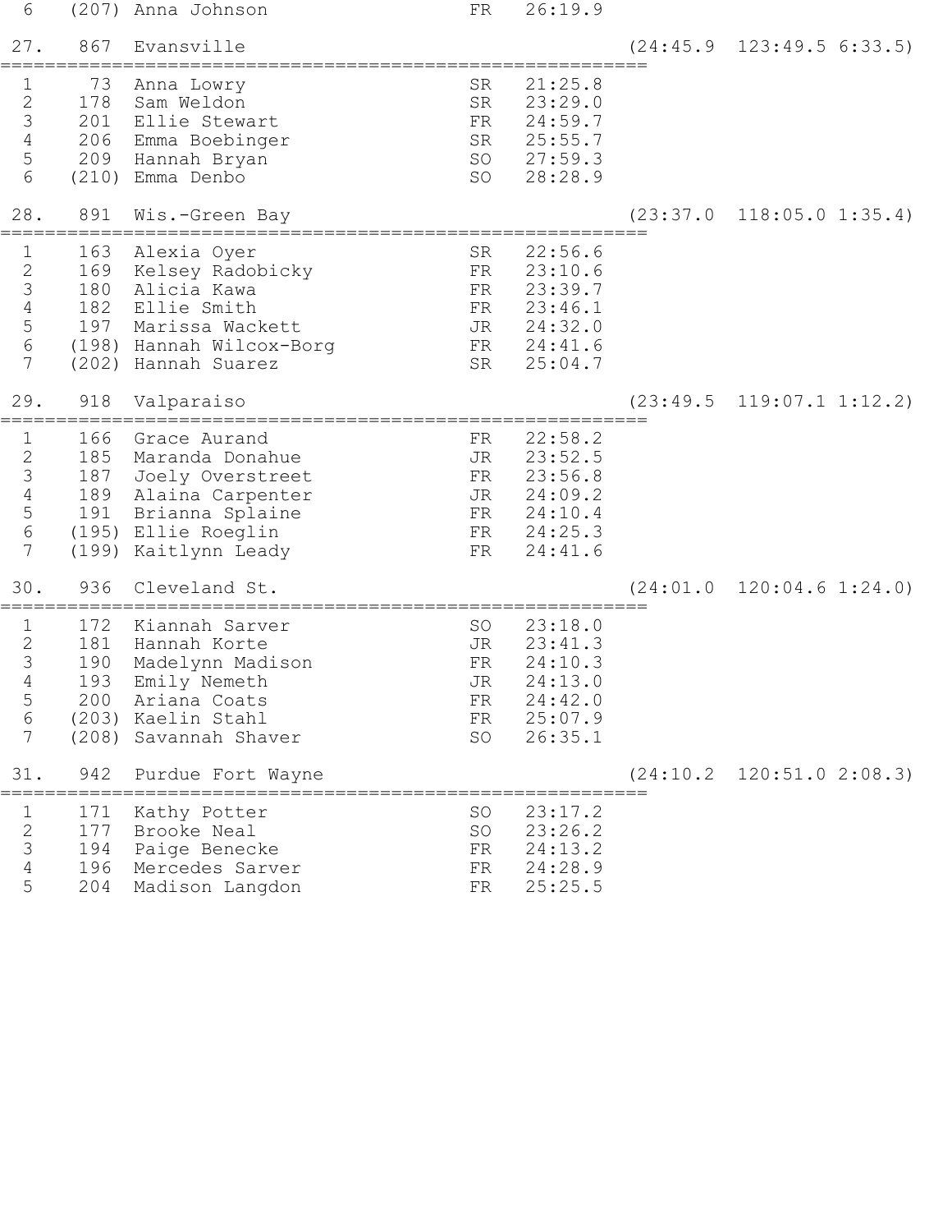```
  6   (207) Anna Johnson                 FR   26:19.9

 27.   867  Evansville                                      (24:45.9  123:49.5 6:33.5)
==============================================================
  1     73  Anna Lowry                   SR   21:25.8
  2    178  Sam Weldon                   SR   23:29.0
  3    201  Ellie Stewart                FR   24:59.7
  4    206  Emma Boebinger               SR   25:55.7
  5    209  Hannah Bryan                 SO   27:59.3
  6   (210) Emma Denbo                   SO   28:28.9

 28.   891  Wis.-Green Bay                                  (23:37.0  118:05.0 1:35.4)
==============================================================
  1    163  Alexia Oyer                  SR   22:56.6
  2    169  Kelsey Radobicky             FR   23:10.6
  3    180  Alicia Kawa                  FR   23:39.7
  4    182  Ellie Smith                  FR   23:46.1
  5    197  Marissa Wackett              JR   24:32.0
  6   (198) Hannah Wilcox-Borg           FR   24:41.6
  7   (202) Hannah Suarez                SR   25:04.7

 29.   918  Valparaiso                                      (23:49.5  119:07.1 1:12.2)
==============================================================
  1    166  Grace Aurand                 FR   22:58.2
  2    185  Maranda Donahue              JR   23:52.5
  3    187  Joely Overstreet             FR   23:56.8
  4    189  Alaina Carpenter             JR   24:09.2
  5    191  Brianna Splaine              FR   24:10.4
  6   (195) Ellie Roeglin                FR   24:25.3
  7   (199) Kaitlynn Leady               FR   24:41.6

 30.   936  Cleveland St.                                   (24:01.0  120:04.6 1:24.0)
==============================================================
  1    172  Kiannah Sarver               SO   23:18.0
  2    181  Hannah Korte                 JR   23:41.3
  3    190  Madelynn Madison             FR   24:10.3
  4    193  Emily Nemeth                 JR   24:13.0
  5    200  Ariana Coats                 FR   24:42.0
  6   (203) Kaelin Stahl                 FR   25:07.9
  7   (208) Savannah Shaver              SO   26:35.1

 31.   942  Purdue Fort Wayne                               (24:10.2  120:51.0 2:08.3)
==============================================================
  1    171  Kathy Potter                 SO   23:17.2
  2    177  Brooke Neal                  SO   23:26.2
  3    194  Paige Benecke                FR   24:13.2
  4    196  Mercedes Sarver              FR   24:28.9
  5    204  Madison Langdon              FR   25:25.5
```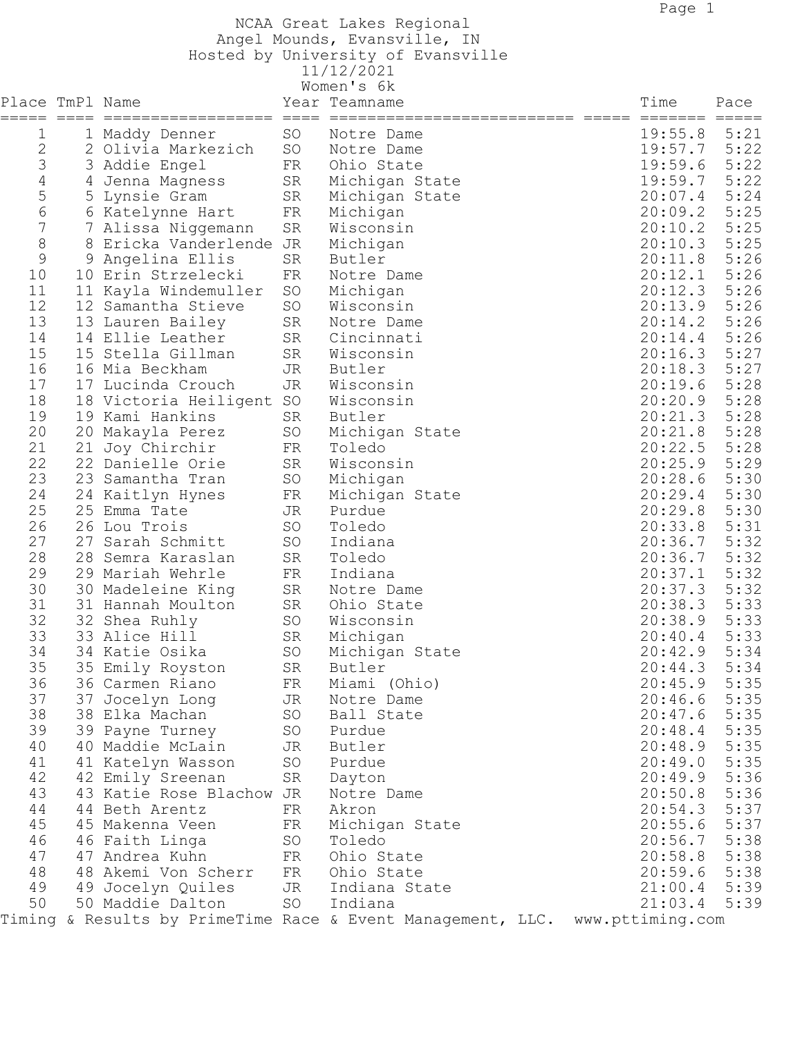# NCAA Great Lakes Regional

Angel Mounds, Evansville, IN

Hosted by University of Evansville

11/12/2021

Women's 6k

| Place | TmPl | Name | Year | Teamname | Time | Pace |
|---|---|---|---|---|---|---|
| 1 | 1 | Maddy Denner | SO | Notre Dame | 19:55.8 | 5:21 |
| 2 | 2 | Olivia Markezich | SO | Notre Dame | 19:57.7 | 5:22 |
| 3 | 3 | Addie Engel | FR | Ohio State | 19:59.6 | 5:22 |
| 4 | 4 | Jenna Magness | SR | Michigan State | 19:59.7 | 5:22 |
| 5 | 5 | Lynsie Gram | SR | Michigan State | 20:07.4 | 5:24 |
| 6 | 6 | Katelynne Hart | FR | Michigan | 20:09.2 | 5:25 |
| 7 | 7 | Alissa Niggemann | SR | Wisconsin | 20:10.2 | 5:25 |
| 8 | 8 | Ericka Vanderlende | JR | Michigan | 20:10.3 | 5:25 |
| 9 | 9 | Angelina Ellis | SR | Butler | 20:11.8 | 5:26 |
| 10 | 10 | Erin Strzelecki | FR | Notre Dame | 20:12.1 | 5:26 |
| 11 | 11 | Kayla Windemuller | SO | Michigan | 20:12.3 | 5:26 |
| 12 | 12 | Samantha Stieve | SO | Wisconsin | 20:13.9 | 5:26 |
| 13 | 13 | Lauren Bailey | SR | Notre Dame | 20:14.2 | 5:26 |
| 14 | 14 | Ellie Leather | SR | Cincinnati | 20:14.4 | 5:26 |
| 15 | 15 | Stella Gillman | SR | Wisconsin | 20:16.3 | 5:27 |
| 16 | 16 | Mia Beckham | JR | Butler | 20:18.3 | 5:27 |
| 17 | 17 | Lucinda Crouch | JR | Wisconsin | 20:19.6 | 5:28 |
| 18 | 18 | Victoria Heiligent | SO | Wisconsin | 20:20.9 | 5:28 |
| 19 | 19 | Kami Hankins | SR | Butler | 20:21.3 | 5:28 |
| 20 | 20 | Makayla Perez | SO | Michigan State | 20:21.8 | 5:28 |
| 21 | 21 | Joy Chirchir | FR | Toledo | 20:22.5 | 5:28 |
| 22 | 22 | Danielle Orie | SR | Wisconsin | 20:25.9 | 5:29 |
| 23 | 23 | Samantha Tran | SO | Michigan | 20:28.6 | 5:30 |
| 24 | 24 | Kaitlyn Hynes | FR | Michigan State | 20:29.4 | 5:30 |
| 25 | 25 | Emma Tate | JR | Purdue | 20:29.8 | 5:30 |
| 26 | 26 | Lou Trois | SO | Toledo | 20:33.8 | 5:31 |
| 27 | 27 | Sarah Schmitt | SO | Indiana | 20:36.7 | 5:32 |
| 28 | 28 | Semra Karaslan | SR | Toledo | 20:36.7 | 5:32 |
| 29 | 29 | Mariah Wehrle | FR | Indiana | 20:37.1 | 5:32 |
| 30 | 30 | Madeleine King | SR | Notre Dame | 20:37.3 | 5:32 |
| 31 | 31 | Hannah Moulton | SR | Ohio State | 20:38.3 | 5:33 |
| 32 | 32 | Shea Ruhly | SO | Wisconsin | 20:38.9 | 5:33 |
| 33 | 33 | Alice Hill | SR | Michigan | 20:40.4 | 5:33 |
| 34 | 34 | Katie Osika | SO | Michigan State | 20:42.9 | 5:34 |
| 35 | 35 | Emily Royston | SR | Butler | 20:44.3 | 5:34 |
| 36 | 36 | Carmen Riano | FR | Miami (Ohio) | 20:45.9 | 5:35 |
| 37 | 37 | Jocelyn Long | JR | Notre Dame | 20:46.6 | 5:35 |
| 38 | 38 | Elka Machan | SO | Ball State | 20:47.6 | 5:35 |
| 39 | 39 | Payne Turney | SO | Purdue | 20:48.4 | 5:35 |
| 40 | 40 | Maddie McLain | JR | Butler | 20:48.9 | 5:35 |
| 41 | 41 | Katelyn Wasson | SO | Purdue | 20:49.0 | 5:35 |
| 42 | 42 | Emily Sreenan | SR | Dayton | 20:49.9 | 5:36 |
| 43 | 43 | Katie Rose Blachow | JR | Notre Dame | 20:50.8 | 5:36 |
| 44 | 44 | Beth Arentz | FR | Akron | 20:54.3 | 5:37 |
| 45 | 45 | Makenna Veen | FR | Michigan State | 20:55.6 | 5:37 |
| 46 | 46 | Faith Linga | SO | Toledo | 20:56.7 | 5:38 |
| 47 | 47 | Andrea Kuhn | FR | Ohio State | 20:58.8 | 5:38 |
| 48 | 48 | Akemi Von Scherr | FR | Ohio State | 20:59.6 | 5:38 |
| 49 | 49 | Jocelyn Quiles | JR | Indiana State | 21:00.4 | 5:39 |
| 50 | 50 | Maddie Dalton | SO | Indiana | 21:03.4 | 5:39 |

Timing & Results by PrimeTime Race & Event Management, LLC. www.pttiming.com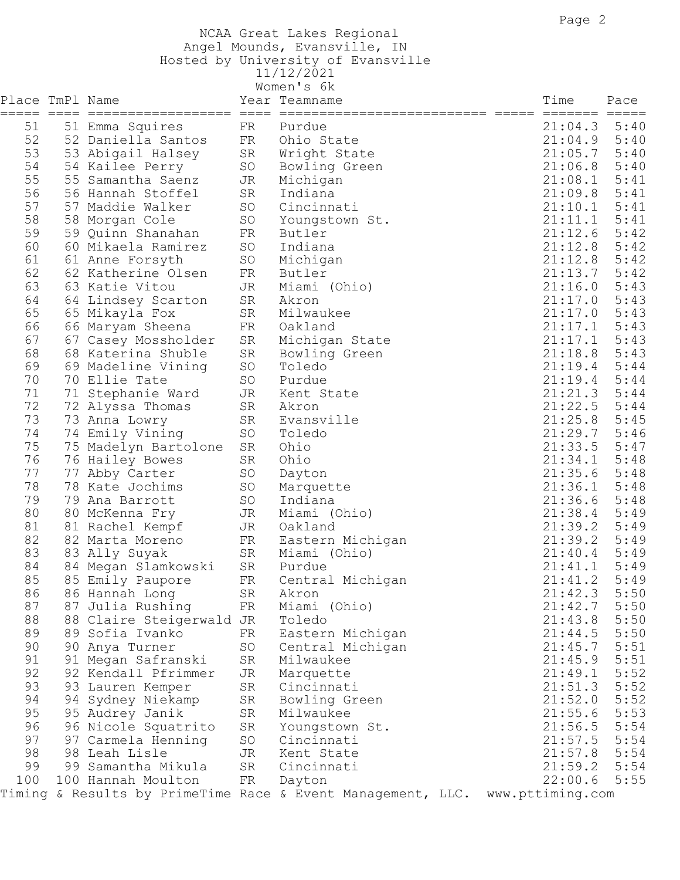NCAA Great Lakes Regional
Angel Mounds, Evansville, IN
Hosted by University of Evansville
11/12/2021
Women's 6k

| Place | TmPl | Name | Year | Teamname | | Time | Pace |
|---|---|---|---|---|---|---|---|
| 51 | 51 | Emma Squires | FR | Purdue | | 21:04.3 | 5:40 |
| 52 | 52 | Daniella Santos | FR | Ohio State | | 21:04.9 | 5:40 |
| 53 | 53 | Abigail Halsey | SR | Wright State | | 21:05.7 | 5:40 |
| 54 | 54 | Kailee Perry | SO | Bowling Green | | 21:06.8 | 5:40 |
| 55 | 55 | Samantha Saenz | JR | Michigan | | 21:08.1 | 5:41 |
| 56 | 56 | Hannah Stoffel | SR | Indiana | | 21:09.8 | 5:41 |
| 57 | 57 | Maddie Walker | SO | Cincinnati | | 21:10.1 | 5:41 |
| 58 | 58 | Morgan Cole | SO | Youngstown St. | | 21:11.1 | 5:41 |
| 59 | 59 | Quinn Shanahan | FR | Butler | | 21:12.6 | 5:42 |
| 60 | 60 | Mikaela Ramirez | SO | Indiana | | 21:12.8 | 5:42 |
| 61 | 61 | Anne Forsyth | SO | Michigan | | 21:12.8 | 5:42 |
| 62 | 62 | Katherine Olsen | FR | Butler | | 21:13.7 | 5:42 |
| 63 | 63 | Katie Vitou | JR | Miami (Ohio) | | 21:16.0 | 5:43 |
| 64 | 64 | Lindsey Scarton | SR | Akron | | 21:17.0 | 5:43 |
| 65 | 65 | Mikayla Fox | SR | Milwaukee | | 21:17.0 | 5:43 |
| 66 | 66 | Maryam Sheena | FR | Oakland | | 21:17.1 | 5:43 |
| 67 | 67 | Casey Mossholder | SR | Michigan State | | 21:17.1 | 5:43 |
| 68 | 68 | Katerina Shuble | SR | Bowling Green | | 21:18.8 | 5:43 |
| 69 | 69 | Madeline Vining | SO | Toledo | | 21:19.4 | 5:44 |
| 70 | 70 | Ellie Tate | SO | Purdue | | 21:19.4 | 5:44 |
| 71 | 71 | Stephanie Ward | JR | Kent State | | 21:21.3 | 5:44 |
| 72 | 72 | Alyssa Thomas | SR | Akron | | 21:22.5 | 5:44 |
| 73 | 73 | Anna Lowry | SR | Evansville | | 21:25.8 | 5:45 |
| 74 | 74 | Emily Vining | SO | Toledo | | 21:29.7 | 5:46 |
| 75 | 75 | Madelyn Bartolone | SR | Ohio | | 21:33.5 | 5:47 |
| 76 | 76 | Hailey Bowes | SR | Ohio | | 21:34.1 | 5:48 |
| 77 | 77 | Abby Carter | SO | Dayton | | 21:35.6 | 5:48 |
| 78 | 78 | Kate Jochims | SO | Marquette | | 21:36.1 | 5:48 |
| 79 | 79 | Ana Barrott | SO | Indiana | | 21:36.6 | 5:48 |
| 80 | 80 | McKenna Fry | JR | Miami (Ohio) | | 21:38.4 | 5:49 |
| 81 | 81 | Rachel Kempf | JR | Oakland | | 21:39.2 | 5:49 |
| 82 | 82 | Marta Moreno | FR | Eastern Michigan | | 21:39.2 | 5:49 |
| 83 | 83 | Ally Suyak | SR | Miami (Ohio) | | 21:40.4 | 5:49 |
| 84 | 84 | Megan Slamkowski | SR | Purdue | | 21:41.1 | 5:49 |
| 85 | 85 | Emily Paupore | FR | Central Michigan | | 21:41.2 | 5:49 |
| 86 | 86 | Hannah Long | SR | Akron | | 21:42.3 | 5:50 |
| 87 | 87 | Julia Rushing | FR | Miami (Ohio) | | 21:42.7 | 5:50 |
| 88 | 88 | Claire Steigerwald | JR | Toledo | | 21:43.8 | 5:50 |
| 89 | 89 | Sofia Ivanko | FR | Eastern Michigan | | 21:44.5 | 5:50 |
| 90 | 90 | Anya Turner | SO | Central Michigan | | 21:45.7 | 5:51 |
| 91 | 91 | Megan Safranski | SR | Milwaukee | | 21:45.9 | 5:51 |
| 92 | 92 | Kendall Pfrimmer | JR | Marquette | | 21:49.1 | 5:52 |
| 93 | 93 | Lauren Kemper | SR | Cincinnati | | 21:51.3 | 5:52 |
| 94 | 94 | Sydney Niekamp | SR | Bowling Green | | 21:52.0 | 5:52 |
| 95 | 95 | Audrey Janik | SR | Milwaukee | | 21:55.6 | 5:53 |
| 96 | 96 | Nicole Squatrito | SR | Youngstown St. | | 21:56.5 | 5:54 |
| 97 | 97 | Carmela Henning | SO | Cincinnati | | 21:57.5 | 5:54 |
| 98 | 98 | Leah Lisle | JR | Kent State | | 21:57.8 | 5:54 |
| 99 | 99 | Samantha Mikula | SR | Cincinnati | | 21:59.2 | 5:54 |
| 100 | 100 | Hannah Moulton | FR | Dayton | | 22:00.6 | 5:55 |

Timing & Results by PrimeTime Race & Event Management, LLC. www.pttiming.com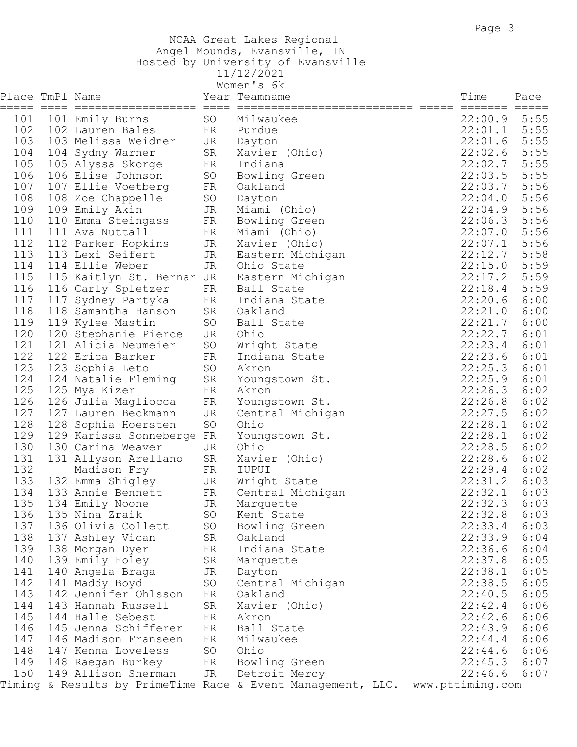NCAA Great Lakes Regional
Angel Mounds, Evansville, IN
Hosted by University of Evansville
11/12/2021
Women's 6k

| Place | TmPl | Name | Year | Teamname | Time | Pace |
|---|---|---|---|---|---|---|
| 101 | 101 | Emily Burns | SO | Milwaukee | 22:00.9 | 5:55 |
| 102 | 102 | Lauren Bales | FR | Purdue | 22:01.1 | 5:55 |
| 103 | 103 | Melissa Weidner | JR | Dayton | 22:01.6 | 5:55 |
| 104 | 104 | Sydny Warner | SR | Xavier (Ohio) | 22:02.6 | 5:55 |
| 105 | 105 | Alyssa Skorge | FR | Indiana | 22:02.7 | 5:55 |
| 106 | 106 | Elise Johnson | SO | Bowling Green | 22:03.5 | 5:55 |
| 107 | 107 | Ellie Voetberg | FR | Oakland | 22:03.7 | 5:56 |
| 108 | 108 | Zoe Chappelle | SO | Dayton | 22:04.0 | 5:56 |
| 109 | 109 | Emily Akin | JR | Miami (Ohio) | 22:04.9 | 5:56 |
| 110 | 110 | Emma Steingass | FR | Bowling Green | 22:06.3 | 5:56 |
| 111 | 111 | Ava Nuttall | FR | Miami (Ohio) | 22:07.0 | 5:56 |
| 112 | 112 | Parker Hopkins | JR | Xavier (Ohio) | 22:07.1 | 5:56 |
| 113 | 113 | Lexi Seifert | JR | Eastern Michigan | 22:12.7 | 5:58 |
| 114 | 114 | Ellie Weber | JR | Ohio State | 22:15.0 | 5:59 |
| 115 | 115 | Kaitlyn St. Bernar | JR | Eastern Michigan | 22:17.2 | 5:59 |
| 116 | 116 | Carly Spletzer | FR | Ball State | 22:18.4 | 5:59 |
| 117 | 117 | Sydney Partyka | FR | Indiana State | 22:20.6 | 6:00 |
| 118 | 118 | Samantha Hanson | SR | Oakland | 22:21.0 | 6:00 |
| 119 | 119 | Kylee Mastin | SO | Ball State | 22:21.7 | 6:00 |
| 120 | 120 | Stephanie Pierce | JR | Ohio | 22:22.7 | 6:01 |
| 121 | 121 | Alicia Neumeier | SO | Wright State | 22:23.4 | 6:01 |
| 122 | 122 | Erica Barker | FR | Indiana State | 22:23.6 | 6:01 |
| 123 | 123 | Sophia Leto | SO | Akron | 22:25.3 | 6:01 |
| 124 | 124 | Natalie Fleming | SR | Youngstown St. | 22:25.9 | 6:01 |
| 125 | 125 | Mya Kizer | FR | Akron | 22:26.3 | 6:02 |
| 126 | 126 | Julia Magliocca | FR | Youngstown St. | 22:26.8 | 6:02 |
| 127 | 127 | Lauren Beckmann | JR | Central Michigan | 22:27.5 | 6:02 |
| 128 | 128 | Sophia Hoersten | SO | Ohio | 22:28.1 | 6:02 |
| 129 | 129 | Karissa Sonneberge | FR | Youngstown St. | 22:28.1 | 6:02 |
| 130 | 130 | Carina Weaver | JR | Ohio | 22:28.5 | 6:02 |
| 131 | 131 | Allyson Arellano | SR | Xavier (Ohio) | 22:28.6 | 6:02 |
| 132 | | Madison Fry | FR | IUPUI | 22:29.4 | 6:02 |
| 133 | 132 | Emma Shigley | JR | Wright State | 22:31.2 | 6:03 |
| 134 | 133 | Annie Bennett | FR | Central Michigan | 22:32.1 | 6:03 |
| 135 | 134 | Emily Noone | JR | Marquette | 22:32.3 | 6:03 |
| 136 | 135 | Nina Zraik | SO | Kent State | 22:32.8 | 6:03 |
| 137 | 136 | Olivia Collett | SO | Bowling Green | 22:33.4 | 6:03 |
| 138 | 137 | Ashley Vican | SR | Oakland | 22:33.9 | 6:04 |
| 139 | 138 | Morgan Dyer | FR | Indiana State | 22:36.6 | 6:04 |
| 140 | 139 | Emily Foley | SR | Marquette | 22:37.8 | 6:05 |
| 141 | 140 | Angela Braga | JR | Dayton | 22:38.1 | 6:05 |
| 142 | 141 | Maddy Boyd | SO | Central Michigan | 22:38.5 | 6:05 |
| 143 | 142 | Jennifer Ohlsson | FR | Oakland | 22:40.5 | 6:05 |
| 144 | 143 | Hannah Russell | SR | Xavier (Ohio) | 22:42.4 | 6:06 |
| 145 | 144 | Halle Sebest | FR | Akron | 22:42.6 | 6:06 |
| 146 | 145 | Jenna Schifferer | FR | Ball State | 22:43.9 | 6:06 |
| 147 | 146 | Madison Franseen | FR | Milwaukee | 22:44.4 | 6:06 |
| 148 | 147 | Kenna Loveless | SO | Ohio | 22:44.6 | 6:06 |
| 149 | 148 | Raegan Burkey | FR | Bowling Green | 22:45.3 | 6:07 |
| 150 | 149 | Allison Sherman | JR | Detroit Mercy | 22:46.6 | 6:07 |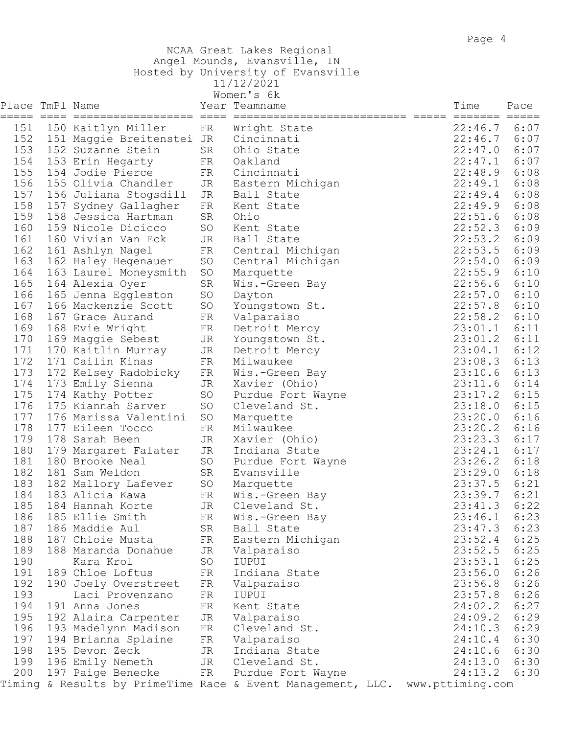NCAA Great Lakes Regional
Angel Mounds, Evansville, IN
Hosted by University of Evansville
11/12/2021
Women's 6k

| Place | TmPl | Name | Year | Teamname | | Time | Pace |
|---|---|---|---|---|---|---|---|
| 151 | 150 | Kaitlyn Miller | FR | Wright State | | 22:46.7 | 6:07 |
| 152 | 151 | Maggie Breitenstei | JR | Cincinnati | | 22:46.7 | 6:07 |
| 153 | 152 | Suzanne Stein | SR | Ohio State | | 22:47.0 | 6:07 |
| 154 | 153 | Erin Hegarty | FR | Oakland | | 22:47.1 | 6:07 |
| 155 | 154 | Jodie Pierce | FR | Cincinnati | | 22:48.9 | 6:08 |
| 156 | 155 | Olivia Chandler | JR | Eastern Michigan | | 22:49.1 | 6:08 |
| 157 | 156 | Juliana Stogsdill | JR | Ball State | | 22:49.4 | 6:08 |
| 158 | 157 | Sydney Gallagher | FR | Kent State | | 22:49.9 | 6:08 |
| 159 | 158 | Jessica Hartman | SR | Ohio | | 22:51.6 | 6:08 |
| 160 | 159 | Nicole Dicicco | SO | Kent State | | 22:52.3 | 6:09 |
| 161 | 160 | Vivian Van Eck | JR | Ball State | | 22:53.2 | 6:09 |
| 162 | 161 | Ashlyn Nagel | FR | Central Michigan | | 22:53.5 | 6:09 |
| 163 | 162 | Haley Hegenauer | SO | Central Michigan | | 22:54.0 | 6:09 |
| 164 | 163 | Laurel Moneysmith | SO | Marquette | | 22:55.9 | 6:10 |
| 165 | 164 | Alexia Oyer | SR | Wis.-Green Bay | | 22:56.6 | 6:10 |
| 166 | 165 | Jenna Eggleston | SO | Dayton | | 22:57.0 | 6:10 |
| 167 | 166 | Mackenzie Scott | SO | Youngstown St. | | 22:57.8 | 6:10 |
| 168 | 167 | Grace Aurand | FR | Valparaiso | | 22:58.2 | 6:10 |
| 169 | 168 | Evie Wright | FR | Detroit Mercy | | 23:01.1 | 6:11 |
| 170 | 169 | Maggie Sebest | JR | Youngstown St. | | 23:01.2 | 6:11 |
| 171 | 170 | Kaitlin Murray | JR | Detroit Mercy | | 23:04.1 | 6:12 |
| 172 | 171 | Cailin Kinas | FR | Milwaukee | | 23:08.3 | 6:13 |
| 173 | 172 | Kelsey Radobicky | FR | Wis.-Green Bay | | 23:10.6 | 6:13 |
| 174 | 173 | Emily Sienna | JR | Xavier (Ohio) | | 23:11.6 | 6:14 |
| 175 | 174 | Kathy Potter | SO | Purdue Fort Wayne | | 23:17.2 | 6:15 |
| 176 | 175 | Kiannah Sarver | SO | Cleveland St. | | 23:18.0 | 6:15 |
| 177 | 176 | Marissa Valentini | SO | Marquette | | 23:20.0 | 6:16 |
| 178 | 177 | Eileen Tocco | FR | Milwaukee | | 23:20.2 | 6:16 |
| 179 | 178 | Sarah Been | JR | Xavier (Ohio) | | 23:23.3 | 6:17 |
| 180 | 179 | Margaret Falater | JR | Indiana State | | 23:24.1 | 6:17 |
| 181 | 180 | Brooke Neal | SO | Purdue Fort Wayne | | 23:26.2 | 6:18 |
| 182 | 181 | Sam Weldon | SR | Evansville | | 23:29.0 | 6:18 |
| 183 | 182 | Mallory Lafever | SO | Marquette | | 23:37.5 | 6:21 |
| 184 | 183 | Alicia Kawa | FR | Wis.-Green Bay | | 23:39.7 | 6:21 |
| 185 | 184 | Hannah Korte | JR | Cleveland St. | | 23:41.3 | 6:22 |
| 186 | 185 | Ellie Smith | FR | Wis.-Green Bay | | 23:46.1 | 6:23 |
| 187 | 186 | Maddie Aul | SR | Ball State | | 23:47.3 | 6:23 |
| 188 | 187 | Chloie Musta | FR | Eastern Michigan | | 23:52.4 | 6:25 |
| 189 | 188 | Maranda Donahue | JR | Valparaiso | | 23:52.5 | 6:25 |
| 190 | | Kara Krol | SO | IUPUI | | 23:53.1 | 6:25 |
| 191 | 189 | Chloe Loftus | FR | Indiana State | | 23:56.0 | 6:26 |
| 192 | 190 | Joely Overstreet | FR | Valparaiso | | 23:56.8 | 6:26 |
| 193 | | Laci Provenzano | FR | IUPUI | | 23:57.8 | 6:26 |
| 194 | 191 | Anna Jones | FR | Kent State | | 24:02.2 | 6:27 |
| 195 | 192 | Alaina Carpenter | JR | Valparaiso | | 24:09.2 | 6:29 |
| 196 | 193 | Madelynn Madison | FR | Cleveland St. | | 24:10.3 | 6:29 |
| 197 | 194 | Brianna Splaine | FR | Valparaiso | | 24:10.4 | 6:30 |
| 198 | 195 | Devon Zeck | JR | Indiana State | | 24:10.6 | 6:30 |
| 199 | 196 | Emily Nemeth | JR | Cleveland St. | | 24:13.0 | 6:30 |
| 200 | 197 | Paige Benecke | FR | Purdue Fort Wayne | | 24:13.2 | 6:30 |

Timing & Results by PrimeTime Race & Event Management, LLC. www.pttiming.com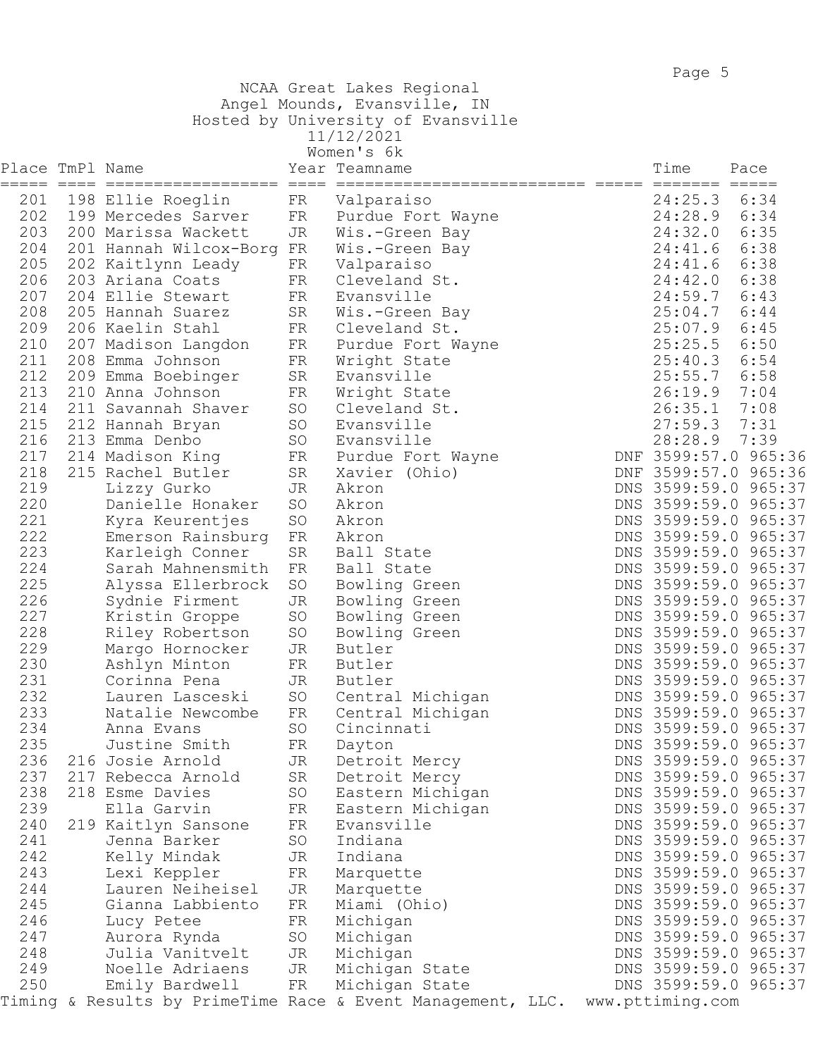NCAA Great Lakes Regional
Angel Mounds, Evansville, IN
Hosted by University of Evansville
11/12/2021
Women's 6k

| Place | TmPl | Name | Year | Teamname | | Time | Pace |
|---|---|---|---|---|---|---|---|
| 201 | 198 | Ellie Roeglin | FR | Valparaiso | | 24:25.3 | 6:34 |
| 202 | 199 | Mercedes Sarver | FR | Purdue Fort Wayne | | 24:28.9 | 6:34 |
| 203 | 200 | Marissa Wackett | JR | Wis.-Green Bay | | 24:32.0 | 6:35 |
| 204 | 201 | Hannah Wilcox-Borg | FR | Wis.-Green Bay | | 24:41.6 | 6:38 |
| 205 | 202 | Kaitlynn Leady | FR | Valparaiso | | 24:41.6 | 6:38 |
| 206 | 203 | Ariana Coats | FR | Cleveland St. | | 24:42.0 | 6:38 |
| 207 | 204 | Ellie Stewart | FR | Evansville | | 24:59.7 | 6:43 |
| 208 | 205 | Hannah Suarez | SR | Wis.-Green Bay | | 25:04.7 | 6:44 |
| 209 | 206 | Kaelin Stahl | FR | Cleveland St. | | 25:07.9 | 6:45 |
| 210 | 207 | Madison Langdon | FR | Purdue Fort Wayne | | 25:25.5 | 6:50 |
| 211 | 208 | Emma Johnson | FR | Wright State | | 25:40.3 | 6:54 |
| 212 | 209 | Emma Boebinger | SR | Evansville | | 25:55.7 | 6:58 |
| 213 | 210 | Anna Johnson | FR | Wright State | | 26:19.9 | 7:04 |
| 214 | 211 | Savannah Shaver | SO | Cleveland St. | | 26:35.1 | 7:08 |
| 215 | 212 | Hannah Bryan | SO | Evansville | | 27:59.3 | 7:31 |
| 216 | 213 | Emma Denbo | SO | Evansville | | 28:28.9 | 7:39 |
| 217 | 214 | Madison King | FR | Purdue Fort Wayne | DNF | 3599:57.0 | 965:36 |
| 218 | 215 | Rachel Butler | SR | Xavier (Ohio) | DNF | 3599:57.0 | 965:36 |
| 219 | | Lizzy Gurko | JR | Akron | DNS | 3599:59.0 | 965:37 |
| 220 | | Danielle Honaker | SO | Akron | DNS | 3599:59.0 | 965:37 |
| 221 | | Kyra Keurentjes | SO | Akron | DNS | 3599:59.0 | 965:37 |
| 222 | | Emerson Rainsburg | FR | Akron | DNS | 3599:59.0 | 965:37 |
| 223 | | Karleigh Conner | SR | Ball State | DNS | 3599:59.0 | 965:37 |
| 224 | | Sarah Mahnensmith | FR | Ball State | DNS | 3599:59.0 | 965:37 |
| 225 | | Alyssa Ellerbrock | SO | Bowling Green | DNS | 3599:59.0 | 965:37 |
| 226 | | Sydnie Firment | JR | Bowling Green | DNS | 3599:59.0 | 965:37 |
| 227 | | Kristin Groppe | SO | Bowling Green | DNS | 3599:59.0 | 965:37 |
| 228 | | Riley Robertson | SO | Bowling Green | DNS | 3599:59.0 | 965:37 |
| 229 | | Margo Hornocker | JR | Butler | DNS | 3599:59.0 | 965:37 |
| 230 | | Ashlyn Minton | FR | Butler | DNS | 3599:59.0 | 965:37 |
| 231 | | Corinna Pena | JR | Butler | DNS | 3599:59.0 | 965:37 |
| 232 | | Lauren Lasceski | SO | Central Michigan | DNS | 3599:59.0 | 965:37 |
| 233 | | Natalie Newcombe | FR | Central Michigan | DNS | 3599:59.0 | 965:37 |
| 234 | | Anna Evans | SO | Cincinnati | DNS | 3599:59.0 | 965:37 |
| 235 | | Justine Smith | FR | Dayton | DNS | 3599:59.0 | 965:37 |
| 236 | 216 | Josie Arnold | JR | Detroit Mercy | DNS | 3599:59.0 | 965:37 |
| 237 | 217 | Rebecca Arnold | SR | Detroit Mercy | DNS | 3599:59.0 | 965:37 |
| 238 | 218 | Esme Davies | SO | Eastern Michigan | DNS | 3599:59.0 | 965:37 |
| 239 | | Ella Garvin | FR | Eastern Michigan | DNS | 3599:59.0 | 965:37 |
| 240 | 219 | Kaitlyn Sansone | FR | Evansville | DNS | 3599:59.0 | 965:37 |
| 241 | | Jenna Barker | SO | Indiana | DNS | 3599:59.0 | 965:37 |
| 242 | | Kelly Mindak | JR | Indiana | DNS | 3599:59.0 | 965:37 |
| 243 | | Lexi Keppler | FR | Marquette | DNS | 3599:59.0 | 965:37 |
| 244 | | Lauren Neiheisel | JR | Marquette | DNS | 3599:59.0 | 965:37 |
| 245 | | Gianna Labbiento | FR | Miami (Ohio) | DNS | 3599:59.0 | 965:37 |
| 246 | | Lucy Petee | FR | Michigan | DNS | 3599:59.0 | 965:37 |
| 247 | | Aurora Rynda | SO | Michigan | DNS | 3599:59.0 | 965:37 |
| 248 | | Julia Vanitvelt | JR | Michigan | DNS | 3599:59.0 | 965:37 |
| 249 | | Noelle Adriaens | JR | Michigan State | DNS | 3599:59.0 | 965:37 |
| 250 | | Emily Bardwell | FR | Michigan State | DNS | 3599:59.0 | 965:37 |

Timing & Results by PrimeTime Race & Event Management, LLC. www.pttiming.com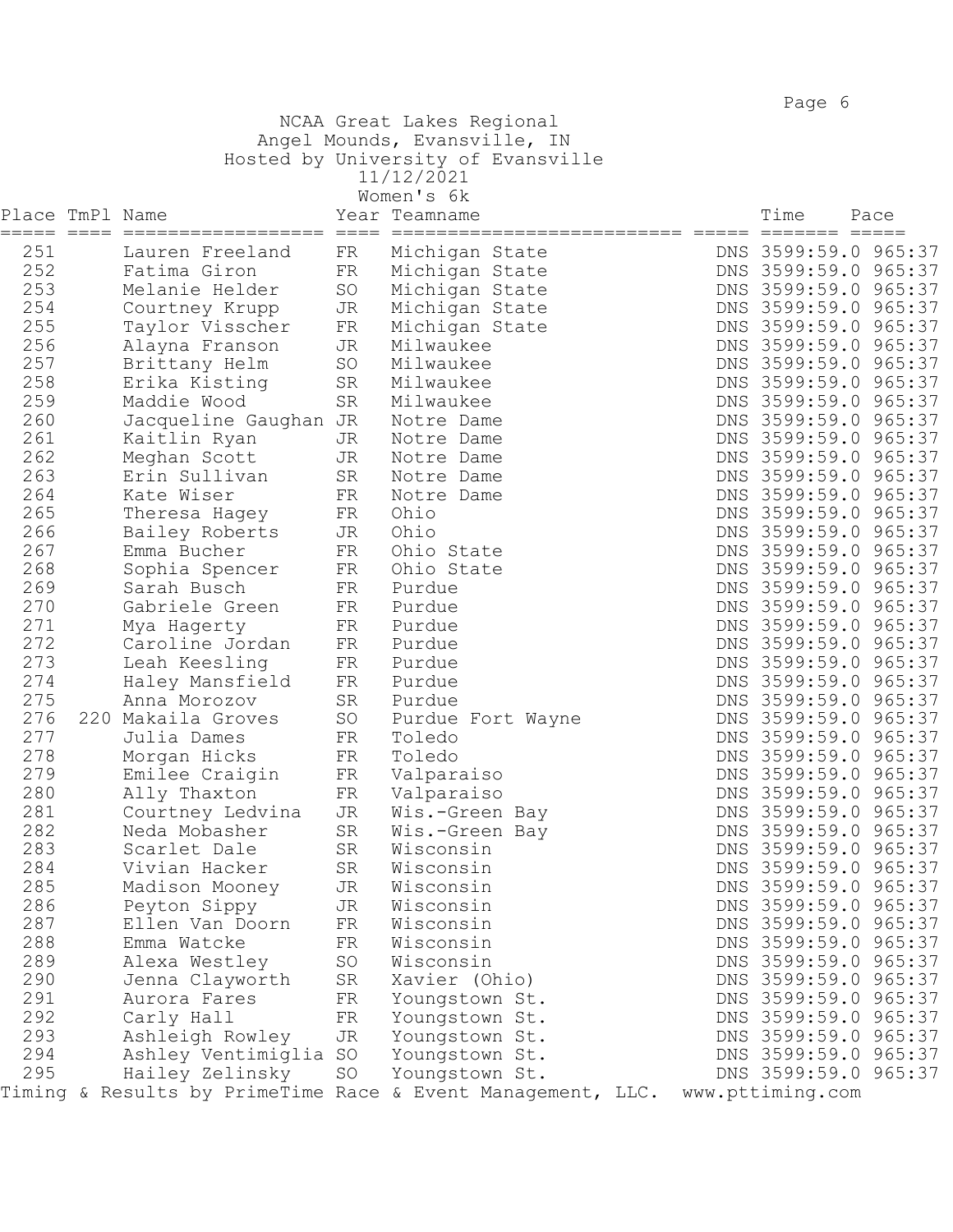NCAA Great Lakes Regional
Angel Mounds, Evansville, IN
Hosted by University of Evansville
11/12/2021
Women's 6k

| Place | TmPl | Name | Year | Teamname | | Time | Pace |
|---|---|---|---|---|---|---|---|
| 251 | | Lauren Freeland | FR | Michigan State | DNS | 3599:59.0 | 965:37 |
| 252 | | Fatima Giron | FR | Michigan State | DNS | 3599:59.0 | 965:37 |
| 253 | | Melanie Helder | SO | Michigan State | DNS | 3599:59.0 | 965:37 |
| 254 | | Courtney Krupp | JR | Michigan State | DNS | 3599:59.0 | 965:37 |
| 255 | | Taylor Visscher | FR | Michigan State | DNS | 3599:59.0 | 965:37 |
| 256 | | Alayna Franson | JR | Milwaukee | DNS | 3599:59.0 | 965:37 |
| 257 | | Brittany Helm | SO | Milwaukee | DNS | 3599:59.0 | 965:37 |
| 258 | | Erika Kisting | SR | Milwaukee | DNS | 3599:59.0 | 965:37 |
| 259 | | Maddie Wood | SR | Milwaukee | DNS | 3599:59.0 | 965:37 |
| 260 | | Jacqueline Gaughan | JR | Notre Dame | DNS | 3599:59.0 | 965:37 |
| 261 | | Kaitlin Ryan | JR | Notre Dame | DNS | 3599:59.0 | 965:37 |
| 262 | | Meghan Scott | JR | Notre Dame | DNS | 3599:59.0 | 965:37 |
| 263 | | Erin Sullivan | SR | Notre Dame | DNS | 3599:59.0 | 965:37 |
| 264 | | Kate Wiser | FR | Notre Dame | DNS | 3599:59.0 | 965:37 |
| 265 | | Theresa Hagey | FR | Ohio | DNS | 3599:59.0 | 965:37 |
| 266 | | Bailey Roberts | JR | Ohio | DNS | 3599:59.0 | 965:37 |
| 267 | | Emma Bucher | FR | Ohio State | DNS | 3599:59.0 | 965:37 |
| 268 | | Sophia Spencer | FR | Ohio State | DNS | 3599:59.0 | 965:37 |
| 269 | | Sarah Busch | FR | Purdue | DNS | 3599:59.0 | 965:37 |
| 270 | | Gabriele Green | FR | Purdue | DNS | 3599:59.0 | 965:37 |
| 271 | | Mya Hagerty | FR | Purdue | DNS | 3599:59.0 | 965:37 |
| 272 | | Caroline Jordan | FR | Purdue | DNS | 3599:59.0 | 965:37 |
| 273 | | Leah Keesling | FR | Purdue | DNS | 3599:59.0 | 965:37 |
| 274 | | Haley Mansfield | FR | Purdue | DNS | 3599:59.0 | 965:37 |
| 275 | | Anna Morozov | SR | Purdue | DNS | 3599:59.0 | 965:37 |
| 276 | 220 | Makaila Groves | SO | Purdue Fort Wayne | DNS | 3599:59.0 | 965:37 |
| 277 | | Julia Dames | FR | Toledo | DNS | 3599:59.0 | 965:37 |
| 278 | | Morgan Hicks | FR | Toledo | DNS | 3599:59.0 | 965:37 |
| 279 | | Emilee Craigin | FR | Valparaiso | DNS | 3599:59.0 | 965:37 |
| 280 | | Ally Thaxton | FR | Valparaiso | DNS | 3599:59.0 | 965:37 |
| 281 | | Courtney Ledvina | JR | Wis.-Green Bay | DNS | 3599:59.0 | 965:37 |
| 282 | | Neda Mobasher | SR | Wis.-Green Bay | DNS | 3599:59.0 | 965:37 |
| 283 | | Scarlet Dale | SR | Wisconsin | DNS | 3599:59.0 | 965:37 |
| 284 | | Vivian Hacker | SR | Wisconsin | DNS | 3599:59.0 | 965:37 |
| 285 | | Madison Mooney | JR | Wisconsin | DNS | 3599:59.0 | 965:37 |
| 286 | | Peyton Sippy | JR | Wisconsin | DNS | 3599:59.0 | 965:37 |
| 287 | | Ellen Van Doorn | FR | Wisconsin | DNS | 3599:59.0 | 965:37 |
| 288 | | Emma Watcke | FR | Wisconsin | DNS | 3599:59.0 | 965:37 |
| 289 | | Alexa Westley | SO | Wisconsin | DNS | 3599:59.0 | 965:37 |
| 290 | | Jenna Clayworth | SR | Xavier (Ohio) | DNS | 3599:59.0 | 965:37 |
| 291 | | Aurora Fares | FR | Youngstown St. | DNS | 3599:59.0 | 965:37 |
| 292 | | Carly Hall | FR | Youngstown St. | DNS | 3599:59.0 | 965:37 |
| 293 | | Ashleigh Rowley | JR | Youngstown St. | DNS | 3599:59.0 | 965:37 |
| 294 | | Ashley Ventimiglia | SO | Youngstown St. | DNS | 3599:59.0 | 965:37 |
| 295 | | Hailey Zelinsky | SO | Youngstown St. | DNS | 3599:59.0 | 965:37 |

Timing & Results by PrimeTime Race & Event Management, LLC. www.pttiming.com